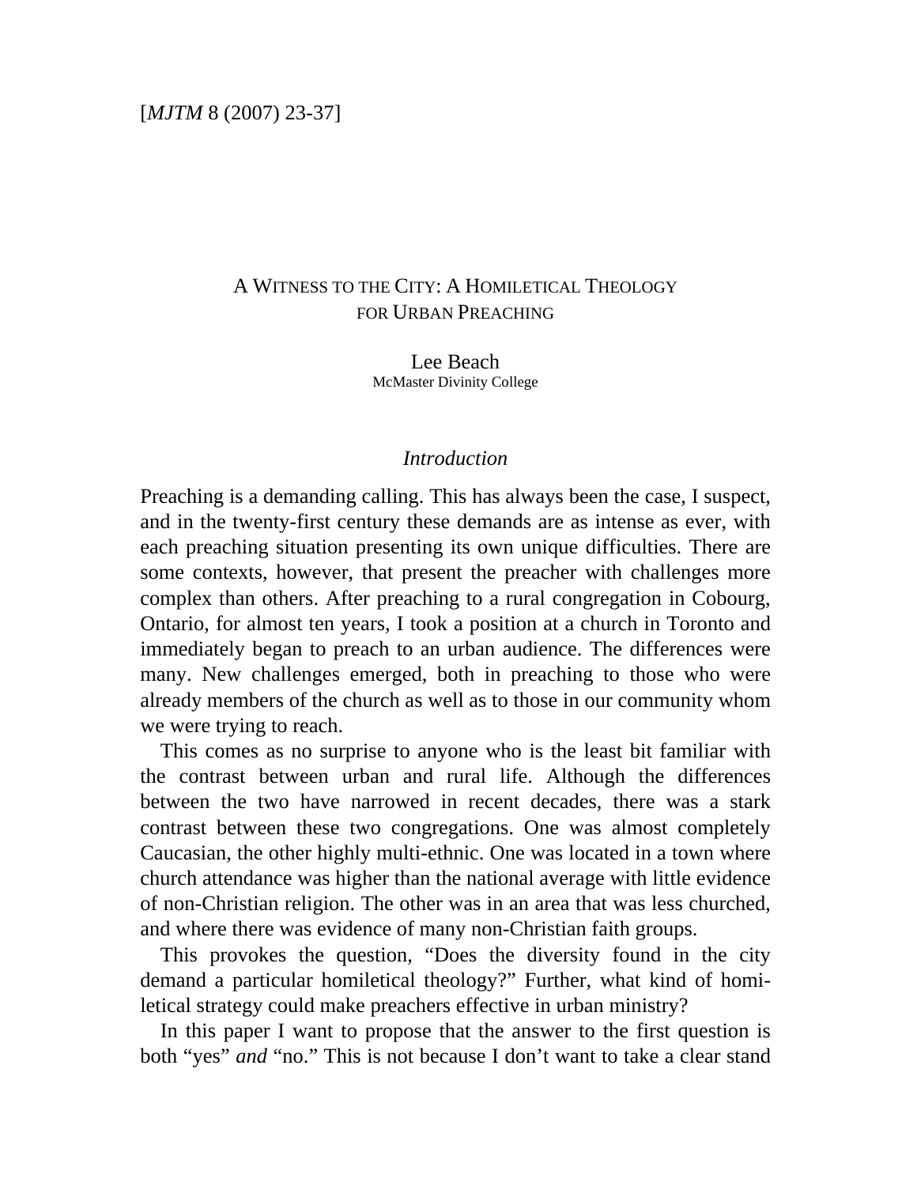# A Witness to the City: A Homiletical Theology for Urban Preaching

Lee Beach
McMaster Divinity College

## *Introduction*

Preaching is a demanding calling. This has always been the case, I suspect, and in the twenty-first century these demands are as intense as ever, with each preaching situation presenting its own unique difficulties. There are some contexts, however, that present the preacher with challenges more complex than others. After preaching to a rural congregation in Cobourg, Ontario, for almost ten years, I took a position at a church in Toronto and immediately began to preach to an urban audience. The differences were many. New challenges emerged, both in preaching to those who were already members of the church as well as to those in our community whom we were trying to reach.

This comes as no surprise to anyone who is the least bit familiar with the contrast between urban and rural life. Although the differences between the two have narrowed in recent decades, there was a stark contrast between these two congregations. One was almost completely Caucasian, the other highly multi-ethnic. One was located in a town where church attendance was higher than the national average with little evidence of non-Christian religion. The other was in an area that was less churched, and where there was evidence of many non-Christian faith groups.

This provokes the question, "Does the diversity found in the city demand a particular homiletical theology?" Further, what kind of homiletical strategy could make preachers effective in urban ministry?

In this paper I want to propose that the answer to the first question is both "yes" *and* "no." This is not because I don't want to take a clear stand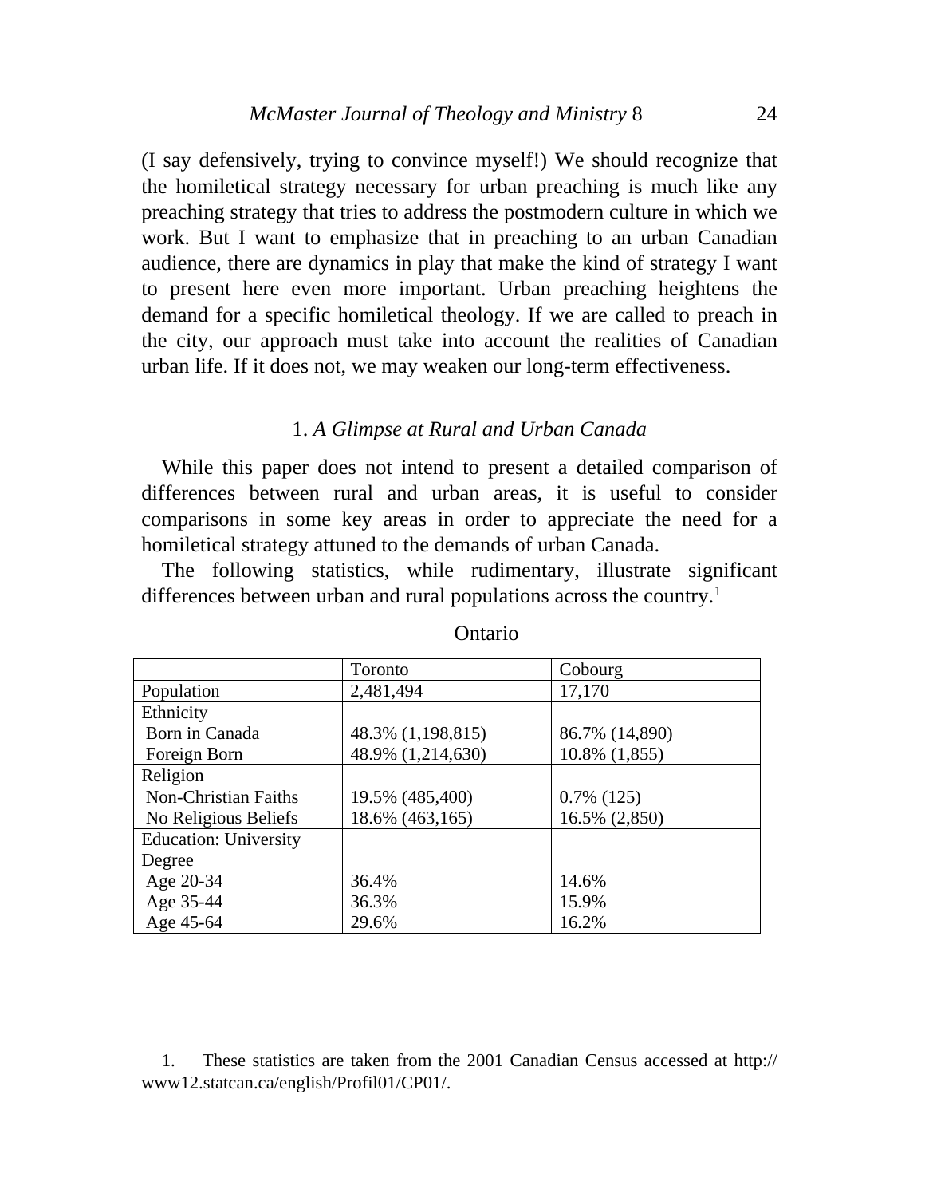(I say defensively, trying to convince myself!) We should recognize that the homiletical strategy necessary for urban preaching is much like any preaching strategy that tries to address the postmodern culture in which we work. But I want to emphasize that in preaching to an urban Canadian audience, there are dynamics in play that make the kind of strategy I want to present here even more important. Urban preaching heightens the demand for a specific homiletical theology. If we are called to preach in the city, our approach must take into account the realities of Canadian urban life. If it does not, we may weaken our long-term effectiveness.

## 1. *A Glimpse at Rural and Urban Canada*

While this paper does not intend to present a detailed comparison of differences between rural and urban areas, it is useful to consider comparisons in some key areas in order to appreciate the need for a homiletical strategy attuned to the demands of urban Canada.

The following statistics, while rudimentary, illustrate significant differences between urban and rural populations across the country.[1]

Ontario

| | Toronto | Cobourg |
|---|---|---|
| Population | 2,481,494 | 17,170 |
| Ethnicity | | |
| Born in Canada | 48.3% (1,198,815) | 86.7% (14,890) |
| Foreign Born | 48.9% (1,214,630) | 10.8% (1,855) |
| Religion | | |
| Non-Christian Faiths | 19.5% (485,400) | 0.7% (125) |
| No Religious Beliefs | 18.6% (463,165) | 16.5% (2,850) |
| Education: University Degree | | |
| Age 20-34 | 36.4% | 14.6% |
| Age 35-44 | 36.3% | 15.9% |
| Age 45-64 | 29.6% | 16.2% |

1. These statistics are taken from the 2001 Canadian Census accessed at http://www12.statcan.ca/english/Profil01/CP01/.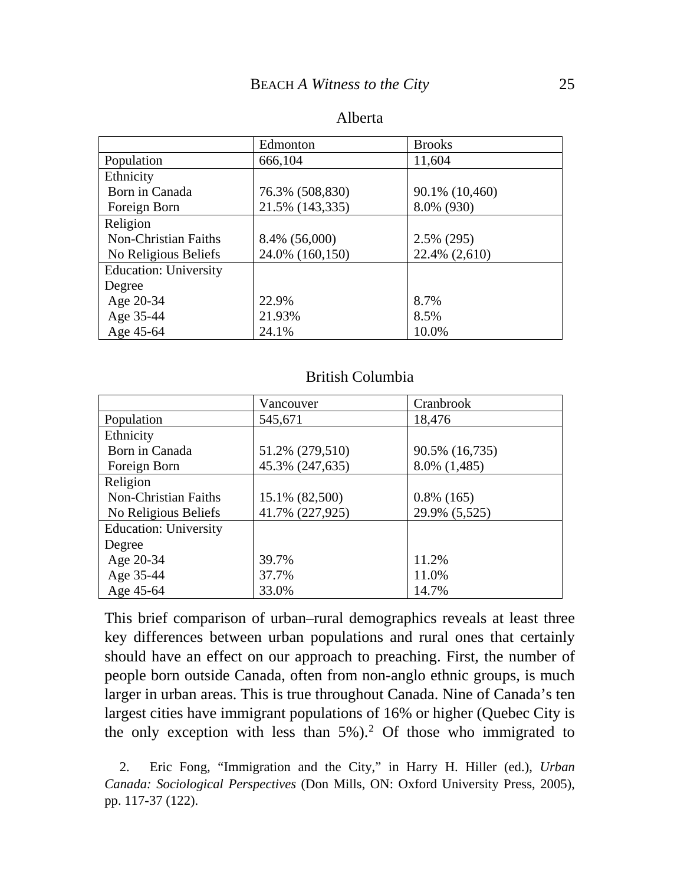Alberta

| | Edmonton | Brooks |
|---|---|---|
| Population | 666,104 | 11,604 |
| Ethnicity | | |
| Born in Canada | 76.3% (508,830) | 90.1% (10,460) |
| Foreign Born | 21.5% (143,335) | 8.0% (930) |
| Religion | | |
| Non-Christian Faiths | 8.4% (56,000) | 2.5% (295) |
| No Religious Beliefs | 24.0% (160,150) | 22.4% (2,610) |
| Education: University Degree | | |
| Age 20-34 | 22.9% | 8.7% |
| Age 35-44 | 21.93% | 8.5% |
| Age 45-64 | 24.1% | 10.0% |

British Columbia

| | Vancouver | Cranbrook |
|---|---|---|
| Population | 545,671 | 18,476 |
| Ethnicity | | |
| Born in Canada | 51.2% (279,510) | 90.5% (16,735) |
| Foreign Born | 45.3% (247,635) | 8.0% (1,485) |
| Religion | | |
| Non-Christian Faiths | 15.1% (82,500) | 0.8% (165) |
| No Religious Beliefs | 41.7% (227,925) | 29.9% (5,525) |
| Education: University Degree | | |
| Age 20-34 | 39.7% | 11.2% |
| Age 35-44 | 37.7% | 11.0% |
| Age 45-64 | 33.0% | 14.7% |

This brief comparison of urban–rural demographics reveals at least three key differences between urban populations and rural ones that certainly should have an effect on our approach to preaching. First, the number of people born outside Canada, often from non-anglo ethnic groups, is much larger in urban areas. This is true throughout Canada. Nine of Canada's ten largest cities have immigrant populations of 16% or higher (Quebec City is the only exception with less than 5%).[2] Of those who immigrated to

2. Eric Fong, "Immigration and the City," in Harry H. Hiller (ed.), *Urban Canada: Sociological Perspectives* (Don Mills, ON: Oxford University Press, 2005), pp. 117-37 (122).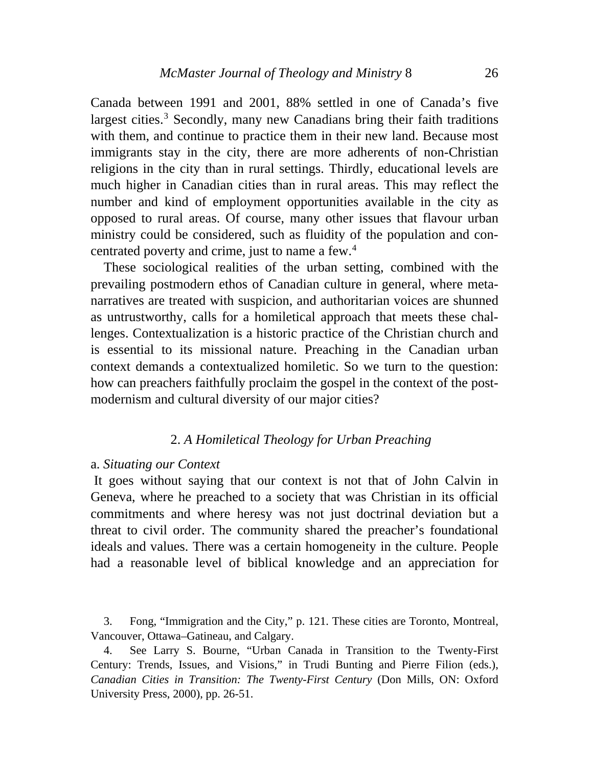Canada between 1991 and 2001, 88% settled in one of Canada's five largest cities.[3] Secondly, many new Canadians bring their faith traditions with them, and continue to practice them in their new land. Because most immigrants stay in the city, there are more adherents of non-Christian religions in the city than in rural settings. Thirdly, educational levels are much higher in Canadian cities than in rural areas. This may reflect the number and kind of employment opportunities available in the city as opposed to rural areas. Of course, many other issues that flavour urban ministry could be considered, such as fluidity of the population and concentrated poverty and crime, just to name a few.[4]

These sociological realities of the urban setting, combined with the prevailing postmodern ethos of Canadian culture in general, where metanarratives are treated with suspicion, and authoritarian voices are shunned as untrustworthy, calls for a homiletical approach that meets these challenges. Contextualization is a historic practice of the Christian church and is essential to its missional nature. Preaching in the Canadian urban context demands a contextualized homiletic. So we turn to the question: how can preachers faithfully proclaim the gospel in the context of the postmodernism and cultural diversity of our major cities?

## 2. *A Homiletical Theology for Urban Preaching*

### a. *Situating our Context*

It goes without saying that our context is not that of John Calvin in Geneva, where he preached to a society that was Christian in its official commitments and where heresy was not just doctrinal deviation but a threat to civil order. The community shared the preacher's foundational ideals and values. There was a certain homogeneity in the culture. People had a reasonable level of biblical knowledge and an appreciation for

3. Fong, "Immigration and the City," p. 121. These cities are Toronto, Montreal, Vancouver, Ottawa–Gatineau, and Calgary.

4. See Larry S. Bourne, "Urban Canada in Transition to the Twenty-First Century: Trends, Issues, and Visions," in Trudi Bunting and Pierre Filion (eds.), *Canadian Cities in Transition: The Twenty-First Century* (Don Mills, ON: Oxford University Press, 2000), pp. 26-51.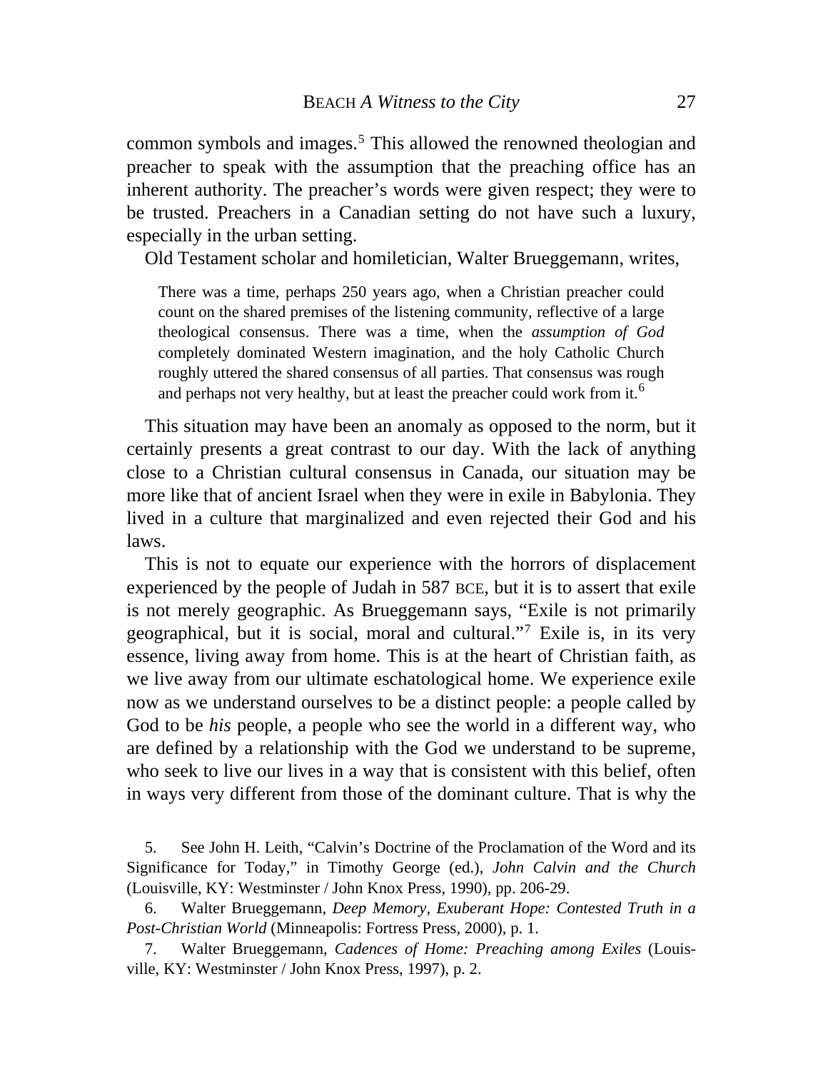common symbols and images.[5] This allowed the renowned theologian and preacher to speak with the assumption that the preaching office has an inherent authority. The preacher's words were given respect; they were to be trusted. Preachers in a Canadian setting do not have such a luxury, especially in the urban setting.

Old Testament scholar and homiletician, Walter Brueggemann, writes,

> There was a time, perhaps 250 years ago, when a Christian preacher could count on the shared premises of the listening community, reflective of a large theological consensus. There was a time, when the *assumption of God* completely dominated Western imagination, and the holy Catholic Church roughly uttered the shared consensus of all parties. That consensus was rough and perhaps not very healthy, but at least the preacher could work from it.[6]

This situation may have been an anomaly as opposed to the norm, but it certainly presents a great contrast to our day. With the lack of anything close to a Christian cultural consensus in Canada, our situation may be more like that of ancient Israel when they were in exile in Babylonia. They lived in a culture that marginalized and even rejected their God and his laws.

This is not to equate our experience with the horrors of displacement experienced by the people of Judah in 587 BCE, but it is to assert that exile is not merely geographic. As Brueggemann says, "Exile is not primarily geographical, but it is social, moral and cultural."[7] Exile is, in its very essence, living away from home. This is at the heart of Christian faith, as we live away from our ultimate eschatological home. We experience exile now as we understand ourselves to be a distinct people: a people called by God to be *his* people, a people who see the world in a different way, who are defined by a relationship with the God we understand to be supreme, who seek to live our lives in a way that is consistent with this belief, often in ways very different from those of the dominant culture. That is why the

5. See John H. Leith, "Calvin's Doctrine of the Proclamation of the Word and its Significance for Today," in Timothy George (ed.), *John Calvin and the Church* (Louisville, KY: Westminster / John Knox Press, 1990), pp. 206-29.

6. Walter Brueggemann, *Deep Memory, Exuberant Hope: Contested Truth in a Post-Christian World* (Minneapolis: Fortress Press, 2000), p. 1.

7. Walter Brueggemann, *Cadences of Home: Preaching among Exiles* (Louisville, KY: Westminster / John Knox Press, 1997), p. 2.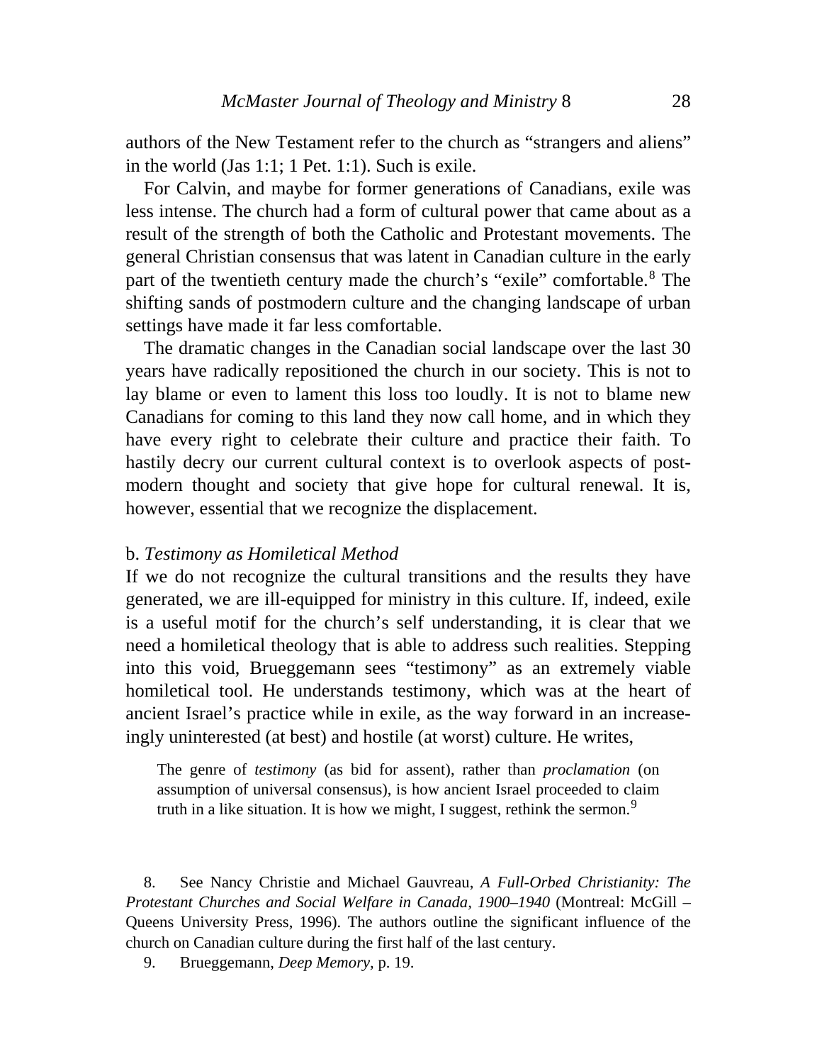authors of the New Testament refer to the church as "strangers and aliens" in the world (Jas 1:1; 1 Pet. 1:1). Such is exile.

For Calvin, and maybe for former generations of Canadians, exile was less intense. The church had a form of cultural power that came about as a result of the strength of both the Catholic and Protestant movements. The general Christian consensus that was latent in Canadian culture in the early part of the twentieth century made the church's "exile" comfortable.[8] The shifting sands of postmodern culture and the changing landscape of urban settings have made it far less comfortable.

The dramatic changes in the Canadian social landscape over the last 30 years have radically repositioned the church in our society. This is not to lay blame or even to lament this loss too loudly. It is not to blame new Canadians for coming to this land they now call home, and in which they have every right to celebrate their culture and practice their faith. To hastily decry our current cultural context is to overlook aspects of postmodern thought and society that give hope for cultural renewal. It is, however, essential that we recognize the displacement.

### b. *Testimony as Homiletical Method*

If we do not recognize the cultural transitions and the results they have generated, we are ill-equipped for ministry in this culture. If, indeed, exile is a useful motif for the church's self understanding, it is clear that we need a homiletical theology that is able to address such realities. Stepping into this void, Brueggemann sees "testimony" as an extremely viable homiletical tool. He understands testimony, which was at the heart of ancient Israel's practice while in exile, as the way forward in an increasingly uninterested (at best) and hostile (at worst) culture. He writes,

> The genre of *testimony* (as bid for assent), rather than *proclamation* (on assumption of universal consensus), is how ancient Israel proceeded to claim truth in a like situation. It is how we might, I suggest, rethink the sermon.[9]

8. See Nancy Christie and Michael Gauvreau, *A Full-Orbed Christianity: The Protestant Churches and Social Welfare in Canada, 1900–1940* (Montreal: McGill – Queens University Press, 1996). The authors outline the significant influence of the church on Canadian culture during the first half of the last century.

9. Brueggemann, *Deep Memory,* p. 19.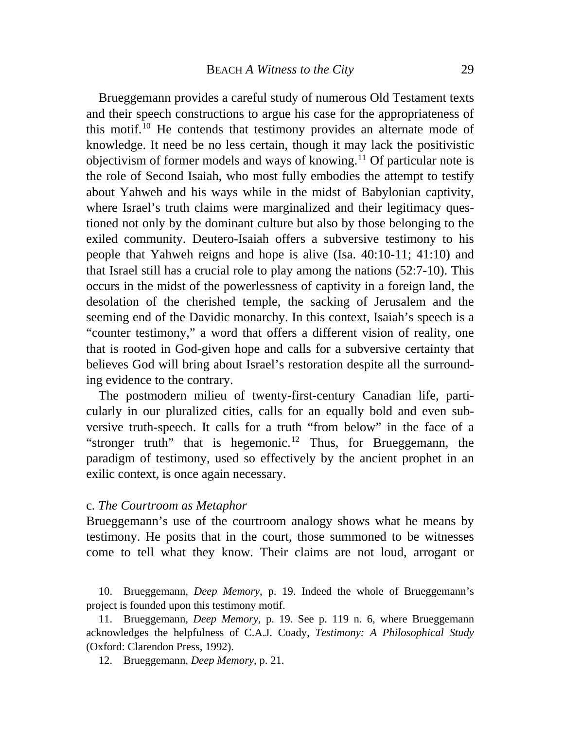Brueggemann provides a careful study of numerous Old Testament texts and their speech constructions to argue his case for the appropriateness of this motif.[10] He contends that testimony provides an alternate mode of knowledge. It need be no less certain, though it may lack the positivistic objectivism of former models and ways of knowing.[11] Of particular note is the role of Second Isaiah, who most fully embodies the attempt to testify about Yahweh and his ways while in the midst of Babylonian captivity, where Israel's truth claims were marginalized and their legitimacy questioned not only by the dominant culture but also by those belonging to the exiled community. Deutero-Isaiah offers a subversive testimony to his people that Yahweh reigns and hope is alive (Isa. 40:10-11; 41:10) and that Israel still has a crucial role to play among the nations (52:7-10). This occurs in the midst of the powerlessness of captivity in a foreign land, the desolation of the cherished temple, the sacking of Jerusalem and the seeming end of the Davidic monarchy. In this context, Isaiah's speech is a "counter testimony," a word that offers a different vision of reality, one that is rooted in God-given hope and calls for a subversive certainty that believes God will bring about Israel's restoration despite all the surrounding evidence to the contrary.

The postmodern milieu of twenty-first-century Canadian life, particularly in our pluralized cities, calls for an equally bold and even subversive truth-speech. It calls for a truth "from below" in the face of a "stronger truth" that is hegemonic.[12] Thus, for Brueggemann, the paradigm of testimony, used so effectively by the ancient prophet in an exilic context, is once again necessary.

### c. *The Courtroom as Metaphor*

Brueggemann's use of the courtroom analogy shows what he means by testimony. He posits that in the court, those summoned to be witnesses come to tell what they know. Their claims are not loud, arrogant or

10. Brueggemann, *Deep Memory*, p. 19. Indeed the whole of Brueggemann's project is founded upon this testimony motif.

11. Brueggemann, *Deep Memory*, p. 19. See p. 119 n. 6, where Brueggemann acknowledges the helpfulness of C.A.J. Coady, *Testimony: A Philosophical Study* (Oxford: Clarendon Press, 1992).

12. Brueggemann, *Deep Memory*, p. 21.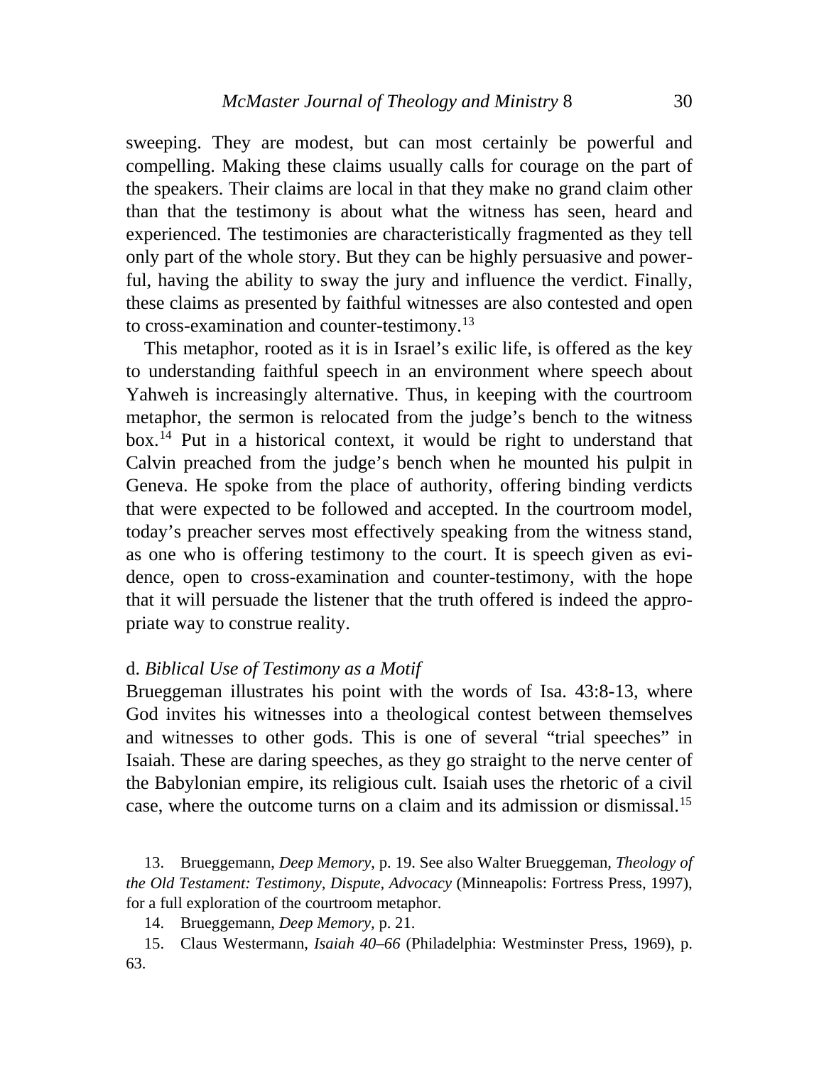sweeping. They are modest, but can most certainly be powerful and compelling. Making these claims usually calls for courage on the part of the speakers. Their claims are local in that they make no grand claim other than that the testimony is about what the witness has seen, heard and experienced. The testimonies are characteristically fragmented as they tell only part of the whole story. But they can be highly persuasive and powerful, having the ability to sway the jury and influence the verdict. Finally, these claims as presented by faithful witnesses are also contested and open to cross-examination and counter-testimony.[13]

This metaphor, rooted as it is in Israel's exilic life, is offered as the key to understanding faithful speech in an environment where speech about Yahweh is increasingly alternative. Thus, in keeping with the courtroom metaphor, the sermon is relocated from the judge's bench to the witness box.[14] Put in a historical context, it would be right to understand that Calvin preached from the judge's bench when he mounted his pulpit in Geneva. He spoke from the place of authority, offering binding verdicts that were expected to be followed and accepted. In the courtroom model, today's preacher serves most effectively speaking from the witness stand, as one who is offering testimony to the court. It is speech given as evidence, open to cross-examination and counter-testimony, with the hope that it will persuade the listener that the truth offered is indeed the appropriate way to construe reality.

### d. *Biblical Use of Testimony as a Motif*

Brueggeman illustrates his point with the words of Isa. 43:8-13, where God invites his witnesses into a theological contest between themselves and witnesses to other gods. This is one of several "trial speeches" in Isaiah. These are daring speeches, as they go straight to the nerve center of the Babylonian empire, its religious cult. Isaiah uses the rhetoric of a civil case, where the outcome turns on a claim and its admission or dismissal.[15]

13. Brueggemann, *Deep Memory*, p. 19. See also Walter Brueggeman, *Theology of the Old Testament: Testimony, Dispute, Advocacy* (Minneapolis: Fortress Press, 1997), for a full exploration of the courtroom metaphor.

14. Brueggemann, *Deep Memory*, p. 21.

15. Claus Westermann, *Isaiah 40–66* (Philadelphia: Westminster Press, 1969), p. 63.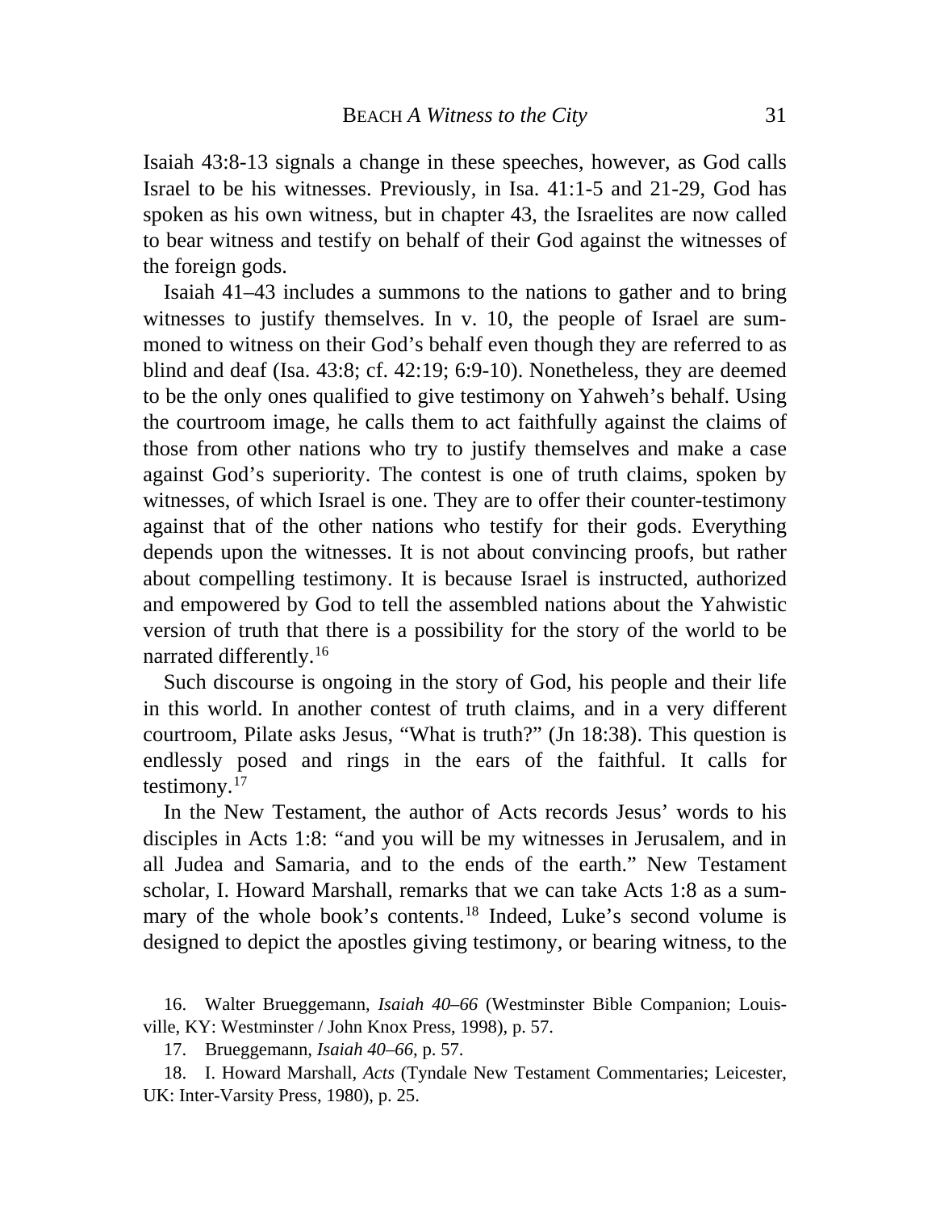Isaiah 43:8-13 signals a change in these speeches, however, as God calls Israel to be his witnesses. Previously, in Isa. 41:1-5 and 21-29, God has spoken as his own witness, but in chapter 43, the Israelites are now called to bear witness and testify on behalf of their God against the witnesses of the foreign gods.

Isaiah 41–43 includes a summons to the nations to gather and to bring witnesses to justify themselves. In v. 10, the people of Israel are summoned to witness on their God's behalf even though they are referred to as blind and deaf (Isa. 43:8; cf. 42:19; 6:9-10). Nonetheless, they are deemed to be the only ones qualified to give testimony on Yahweh's behalf. Using the courtroom image, he calls them to act faithfully against the claims of those from other nations who try to justify themselves and make a case against God's superiority. The contest is one of truth claims, spoken by witnesses, of which Israel is one. They are to offer their counter-testimony against that of the other nations who testify for their gods. Everything depends upon the witnesses. It is not about convincing proofs, but rather about compelling testimony. It is because Israel is instructed, authorized and empowered by God to tell the assembled nations about the Yahwistic version of truth that there is a possibility for the story of the world to be narrated differently.[16]

Such discourse is ongoing in the story of God, his people and their life in this world. In another contest of truth claims, and in a very different courtroom, Pilate asks Jesus, "What is truth?" (Jn 18:38). This question is endlessly posed and rings in the ears of the faithful. It calls for testimony.[17]

In the New Testament, the author of Acts records Jesus' words to his disciples in Acts 1:8: "and you will be my witnesses in Jerusalem, and in all Judea and Samaria, and to the ends of the earth." New Testament scholar, I. Howard Marshall, remarks that we can take Acts 1:8 as a summary of the whole book's contents.[18] Indeed, Luke's second volume is designed to depict the apostles giving testimony, or bearing witness, to the

16. Walter Brueggemann, *Isaiah 40–66* (Westminster Bible Companion; Louisville, KY: Westminster / John Knox Press, 1998), p. 57.

17. Brueggemann, *Isaiah 40–66*, p. 57.

18. I. Howard Marshall, *Acts* (Tyndale New Testament Commentaries; Leicester, UK: Inter-Varsity Press, 1980), p. 25.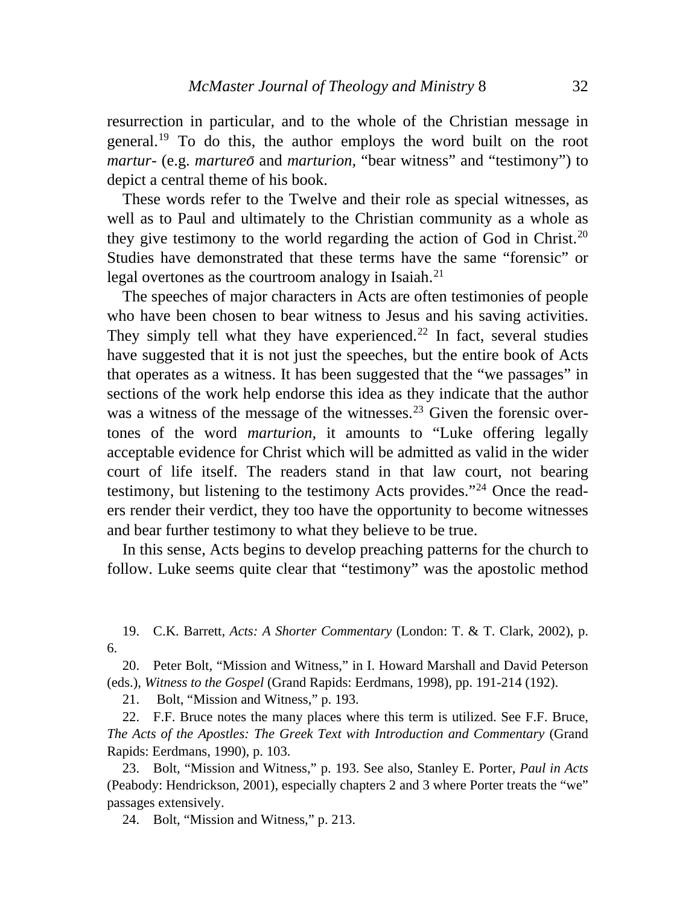resurrection in particular, and to the whole of the Christian message in general.[19] To do this, the author employs the word built on the root *martur-* (e.g. *martureō* and *marturion*, "bear witness" and "testimony") to depict a central theme of his book.

These words refer to the Twelve and their role as special witnesses, as well as to Paul and ultimately to the Christian community as a whole as they give testimony to the world regarding the action of God in Christ.[20] Studies have demonstrated that these terms have the same "forensic" or legal overtones as the courtroom analogy in Isaiah.[21]

The speeches of major characters in Acts are often testimonies of people who have been chosen to bear witness to Jesus and his saving activities. They simply tell what they have experienced.[22] In fact, several studies have suggested that it is not just the speeches, but the entire book of Acts that operates as a witness. It has been suggested that the "we passages" in sections of the work help endorse this idea as they indicate that the author was a witness of the message of the witnesses.[23] Given the forensic overtones of the word *marturion*, it amounts to "Luke offering legally acceptable evidence for Christ which will be admitted as valid in the wider court of life itself. The readers stand in that law court, not bearing testimony, but listening to the testimony Acts provides."[24] Once the readers render their verdict, they too have the opportunity to become witnesses and bear further testimony to what they believe to be true.

In this sense, Acts begins to develop preaching patterns for the church to follow. Luke seems quite clear that "testimony" was the apostolic method

19. C.K. Barrett, *Acts: A Shorter Commentary* (London: T. & T. Clark, 2002), p. 6.

20. Peter Bolt, "Mission and Witness," in I. Howard Marshall and David Peterson (eds.), *Witness to the Gospel* (Grand Rapids: Eerdmans, 1998), pp. 191-214 (192).

21. Bolt, "Mission and Witness," p. 193.

22. F.F. Bruce notes the many places where this term is utilized. See F.F. Bruce, *The Acts of the Apostles: The Greek Text with Introduction and Commentary* (Grand Rapids: Eerdmans, 1990), p. 103.

23. Bolt, "Mission and Witness," p. 193. See also, Stanley E. Porter, *Paul in Acts* (Peabody: Hendrickson, 2001), especially chapters 2 and 3 where Porter treats the "we" passages extensively.

24. Bolt, "Mission and Witness," p. 213.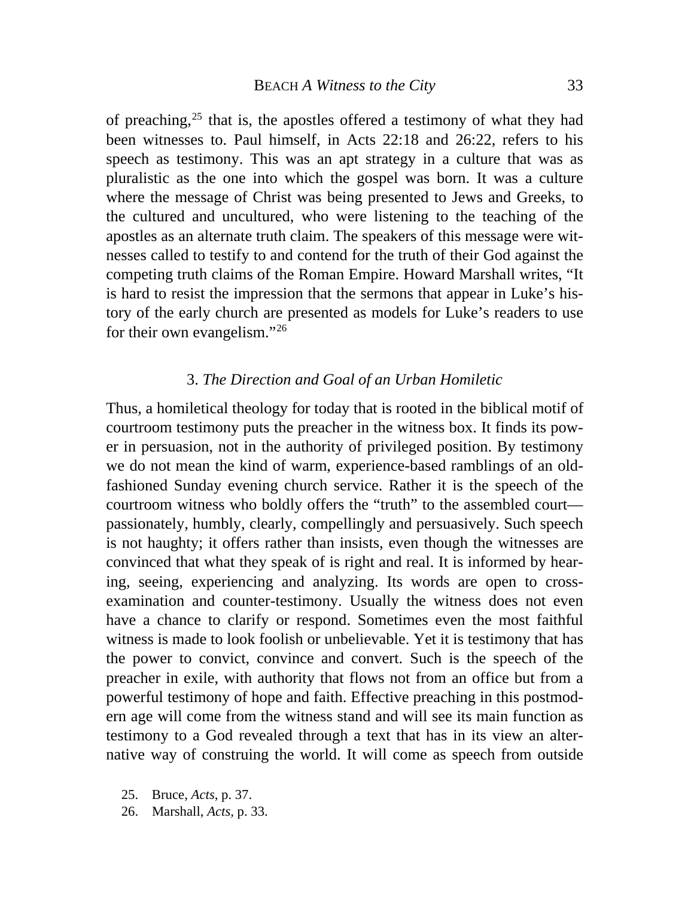of preaching,[25] that is, the apostles offered a testimony of what they had been witnesses to. Paul himself, in Acts 22:18 and 26:22, refers to his speech as testimony. This was an apt strategy in a culture that was as pluralistic as the one into which the gospel was born. It was a culture where the message of Christ was being presented to Jews and Greeks, to the cultured and uncultured, who were listening to the teaching of the apostles as an alternate truth claim. The speakers of this message were witnesses called to testify to and contend for the truth of their God against the competing truth claims of the Roman Empire. Howard Marshall writes, "It is hard to resist the impression that the sermons that appear in Luke's history of the early church are presented as models for Luke's readers to use for their own evangelism."[26]

### 3. *The Direction and Goal of an Urban Homiletic*

Thus, a homiletical theology for today that is rooted in the biblical motif of courtroom testimony puts the preacher in the witness box. It finds its power in persuasion, not in the authority of privileged position. By testimony we do not mean the kind of warm, experience-based ramblings of an old-fashioned Sunday evening church service. Rather it is the speech of the courtroom witness who boldly offers the "truth" to the assembled court—passionately, humbly, clearly, compellingly and persuasively. Such speech is not haughty; it offers rather than insists, even though the witnesses are convinced that what they speak of is right and real. It is informed by hearing, seeing, experiencing and analyzing. Its words are open to cross-examination and counter-testimony. Usually the witness does not even have a chance to clarify or respond. Sometimes even the most faithful witness is made to look foolish or unbelievable. Yet it is testimony that has the power to convict, convince and convert. Such is the speech of the preacher in exile, with authority that flows not from an office but from a powerful testimony of hope and faith. Effective preaching in this postmodern age will come from the witness stand and will see its main function as testimony to a God revealed through a text that has in its view an alternative way of construing the world. It will come as speech from outside

25. Bruce, *Acts*, p. 37.
26. Marshall, *Acts*, p. 33.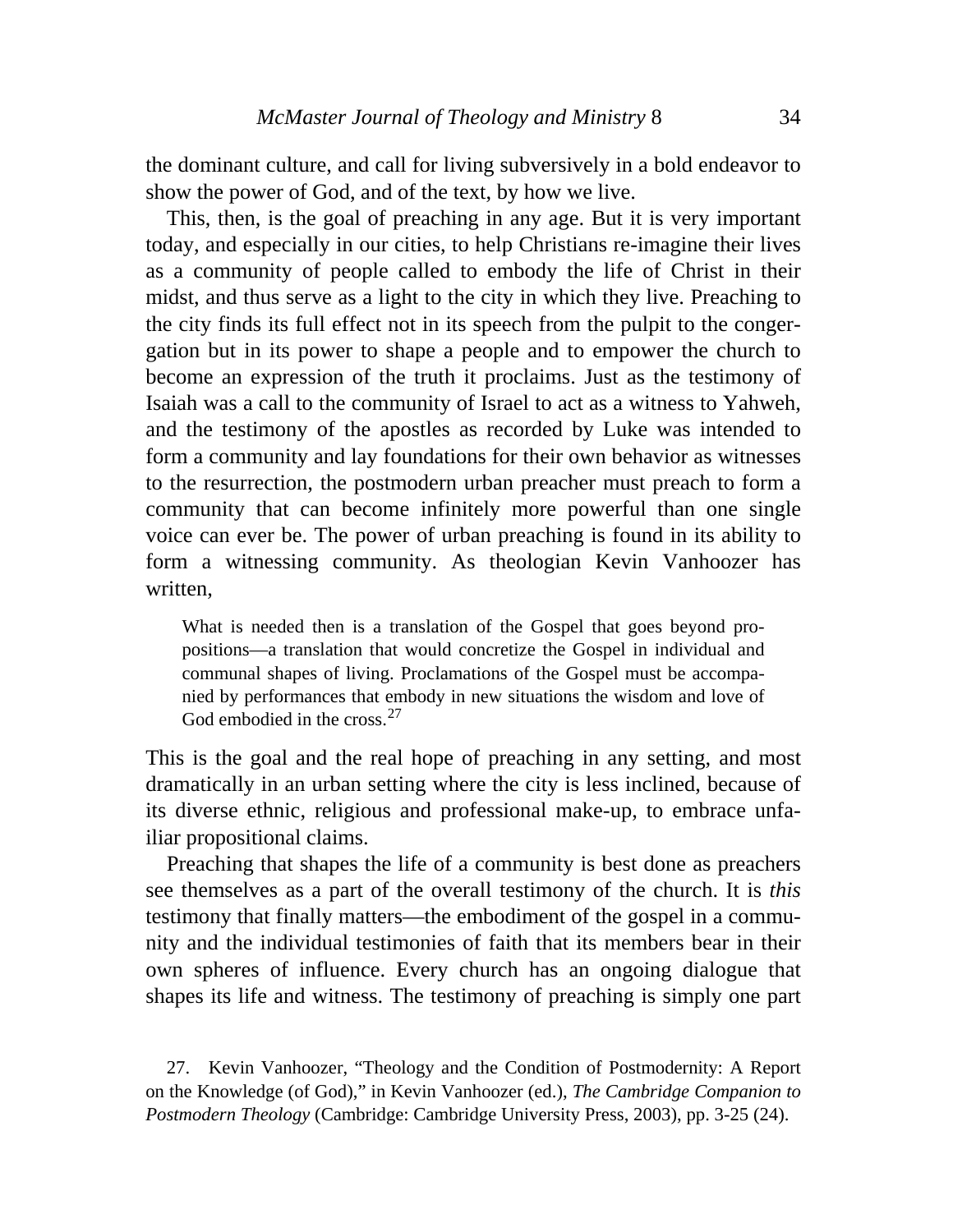the dominant culture, and call for living subversively in a bold endeavor to show the power of God, and of the text, by how we live.

This, then, is the goal of preaching in any age. But it is very important today, and especially in our cities, to help Christians re-imagine their lives as a community of people called to embody the life of Christ in their midst, and thus serve as a light to the city in which they live. Preaching to the city finds its full effect not in its speech from the pulpit to the congergation but in its power to shape a people and to empower the church to become an expression of the truth it proclaims. Just as the testimony of Isaiah was a call to the community of Israel to act as a witness to Yahweh, and the testimony of the apostles as recorded by Luke was intended to form a community and lay foundations for their own behavior as witnesses to the resurrection, the postmodern urban preacher must preach to form a community that can become infinitely more powerful than one single voice can ever be. The power of urban preaching is found in its ability to form a witnessing community. As theologian Kevin Vanhoozer has written,

> What is needed then is a translation of the Gospel that goes beyond propositions—a translation that would concretize the Gospel in individual and communal shapes of living. Proclamations of the Gospel must be accompanied by performances that embody in new situations the wisdom and love of God embodied in the cross.[27]

This is the goal and the real hope of preaching in any setting, and most dramatically in an urban setting where the city is less inclined, because of its diverse ethnic, religious and professional make-up, to embrace unfailiar propositional claims.

Preaching that shapes the life of a community is best done as preachers see themselves as a part of the overall testimony of the church. It is *this* testimony that finally matters—the embodiment of the gospel in a community and the individual testimonies of faith that its members bear in their own spheres of influence. Every church has an ongoing dialogue that shapes its life and witness. The testimony of preaching is simply one part

27. Kevin Vanhoozer, "Theology and the Condition of Postmodernity: A Report on the Knowledge (of God)," in Kevin Vanhoozer (ed.), *The Cambridge Companion to Postmodern Theology* (Cambridge: Cambridge University Press, 2003), pp. 3-25 (24).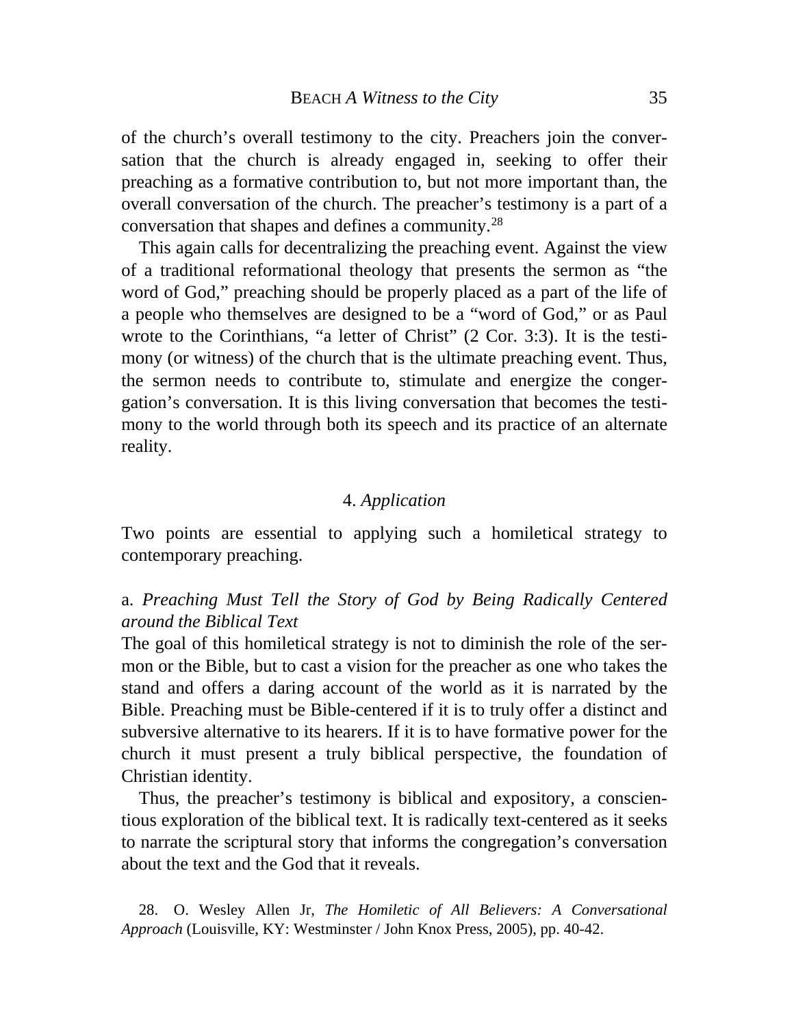of the church's overall testimony to the city. Preachers join the conversation that the church is already engaged in, seeking to offer their preaching as a formative contribution to, but not more important than, the overall conversation of the church. The preacher's testimony is a part of a conversation that shapes and defines a community.[28]

This again calls for decentralizing the preaching event. Against the view of a traditional reformational theology that presents the sermon as "the word of God," preaching should be properly placed as a part of the life of a people who themselves are designed to be a "word of God," or as Paul wrote to the Corinthians, "a letter of Christ" (2 Cor. 3:3). It is the testimony (or witness) of the church that is the ultimate preaching event. Thus, the sermon needs to contribute to, stimulate and energize the congergation's conversation. It is this living conversation that becomes the testimony to the world through both its speech and its practice of an alternate reality.

### 4. *Application*

Two points are essential to applying such a homiletical strategy to contemporary preaching.

#### a. *Preaching Must Tell the Story of God by Being Radically Centered around the Biblical Text*

The goal of this homiletical strategy is not to diminish the role of the sermon or the Bible, but to cast a vision for the preacher as one who takes the stand and offers a daring account of the world as it is narrated by the Bible. Preaching must be Bible-centered if it is to truly offer a distinct and subversive alternative to its hearers. If it is to have formative power for the church it must present a truly biblical perspective, the foundation of Christian identity.

Thus, the preacher's testimony is biblical and expository, a conscientious exploration of the biblical text. It is radically text-centered as it seeks to narrate the scriptural story that informs the congregation's conversation about the text and the God that it reveals.

28. O. Wesley Allen Jr, *The Homiletic of All Believers: A Conversational Approach* (Louisville, KY: Westminster / John Knox Press, 2005), pp. 40-42.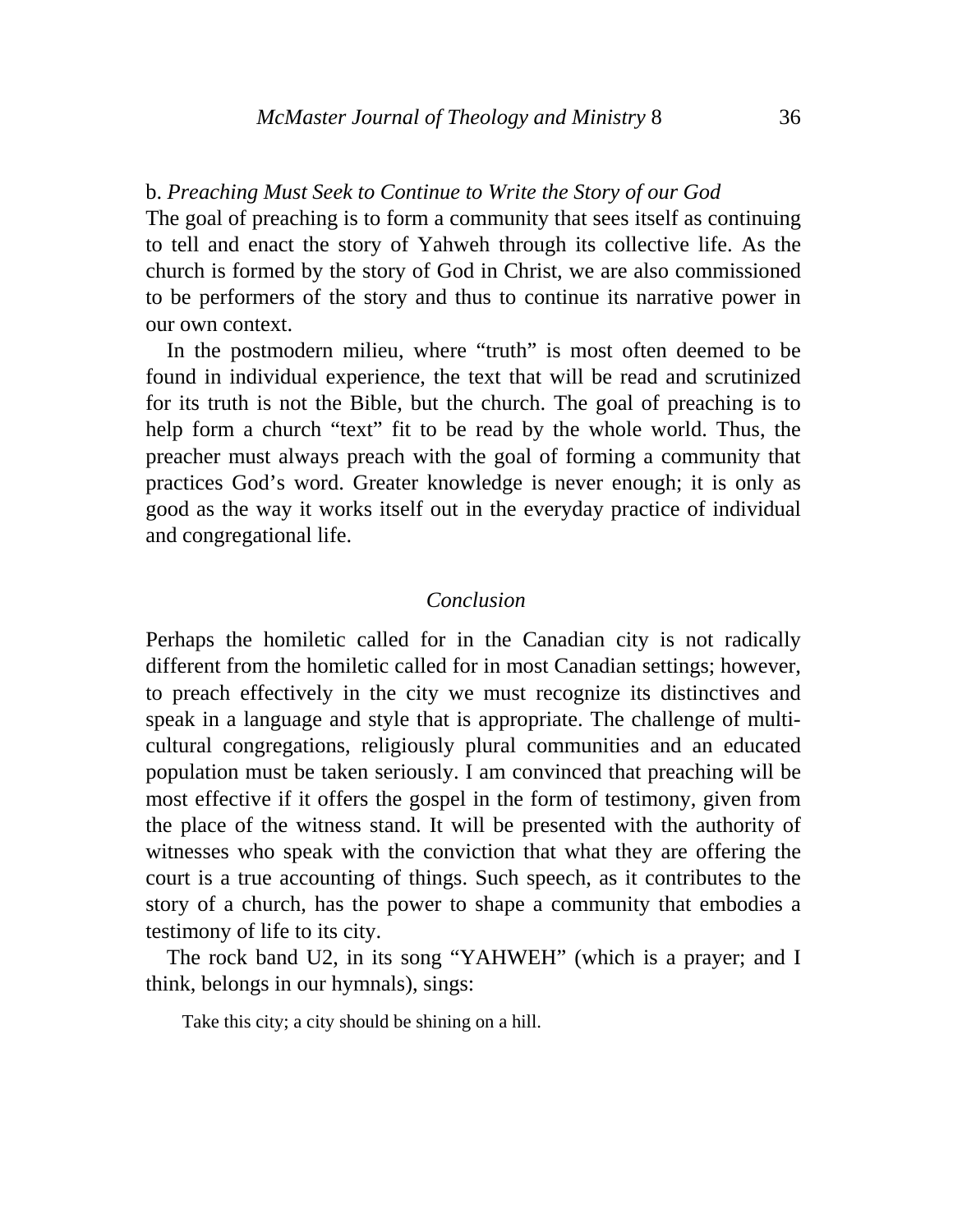b. *Preaching Must Seek to Continue to Write the Story of our God*

The goal of preaching is to form a community that sees itself as continuing to tell and enact the story of Yahweh through its collective life. As the church is formed by the story of God in Christ, we are also commissioned to be performers of the story and thus to continue its narrative power in our own context.

In the postmodern milieu, where "truth" is most often deemed to be found in individual experience, the text that will be read and scrutinized for its truth is not the Bible, but the church. The goal of preaching is to help form a church "text" fit to be read by the whole world. Thus, the preacher must always preach with the goal of forming a community that practices God's word. Greater knowledge is never enough; it is only as good as the way it works itself out in the everyday practice of individual and congregational life.

## *Conclusion*

Perhaps the homiletic called for in the Canadian city is not radically different from the homiletic called for in most Canadian settings; however, to preach effectively in the city we must recognize its distinctives and speak in a language and style that is appropriate. The challenge of multi-cultural congregations, religiously plural communities and an educated population must be taken seriously. I am convinced that preaching will be most effective if it offers the gospel in the form of testimony, given from the place of the witness stand. It will be presented with the authority of witnesses who speak with the conviction that what they are offering the court is a true accounting of things. Such speech, as it contributes to the story of a church, has the power to shape a community that embodies a testimony of life to its city.

The rock band U2, in its song "YAHWEH" (which is a prayer; and I think, belongs in our hymnals), sings:

> Take this city; a city should be shining on a hill.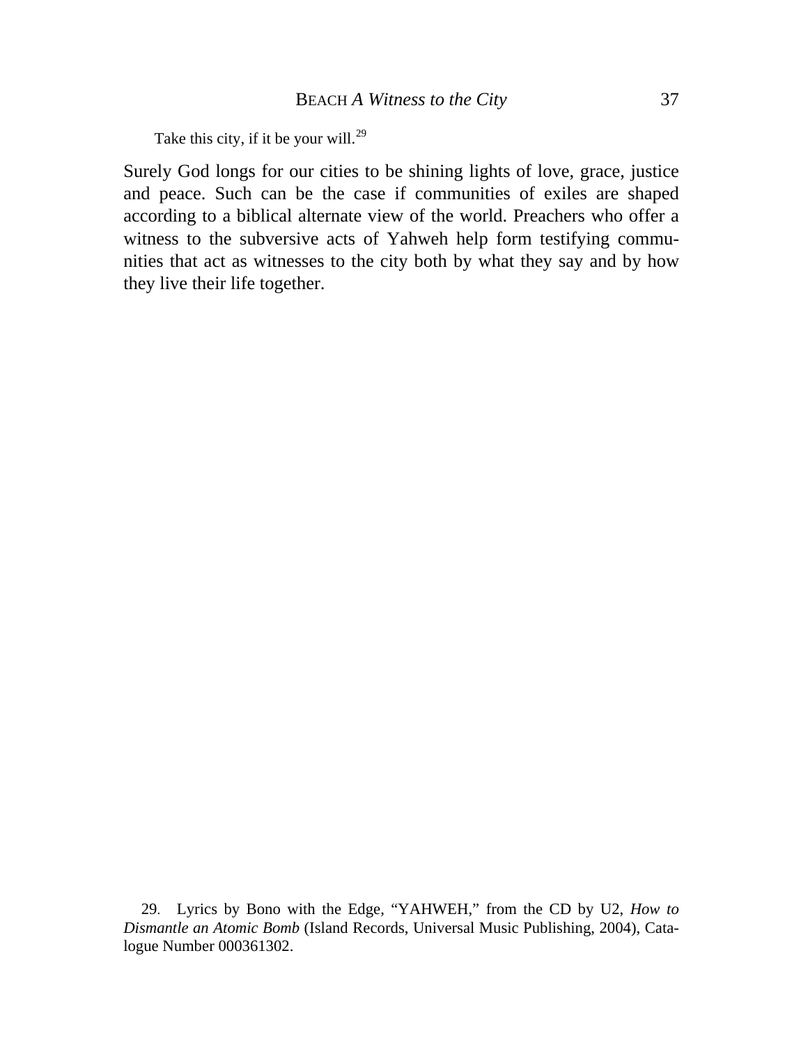Take this city, if it be your will.[29]

Surely God longs for our cities to be shining lights of love, grace, justice and peace. Such can be the case if communities of exiles are shaped according to a biblical alternate view of the world. Preachers who offer a witness to the subversive acts of Yahweh help form testifying communities that act as witnesses to the city both by what they say and by how they live their life together.

29. Lyrics by Bono with the Edge, "YAHWEH," from the CD by U2, *How to Dismantle an Atomic Bomb* (Island Records, Universal Music Publishing, 2004), Catalogue Number 000361302.